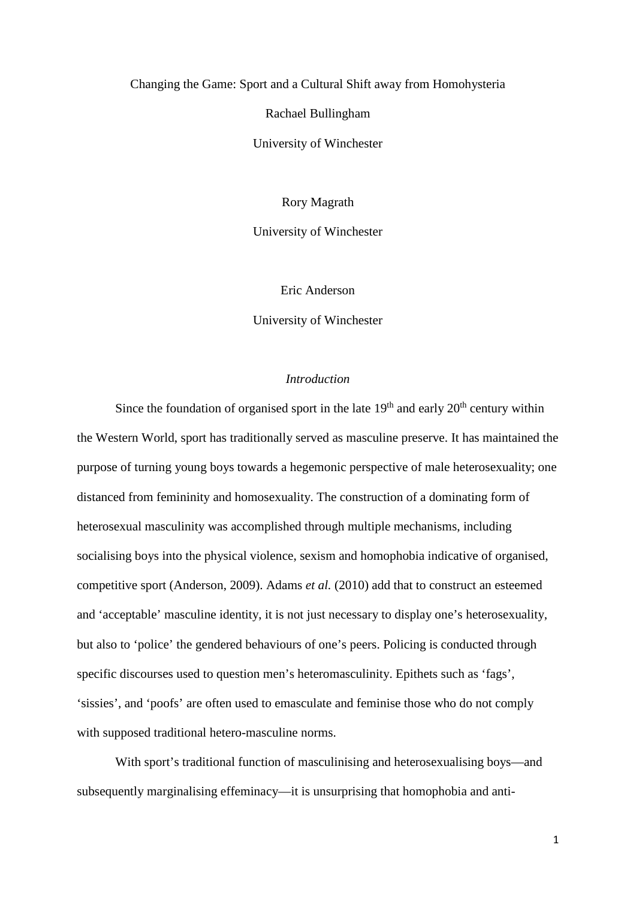# Changing the Game: Sport and a Cultural Shift away from Homohysteria

Rachael Bullingham

University of Winchester

Rory Magrath

University of Winchester

Eric Anderson

University of Winchester

## *Introduction*

Since the foundation of organised sport in the late 19$^{th}$ and early 20$^{th}$ century within the Western World, sport has traditionally served as masculine preserve. It has maintained the purpose of turning young boys towards a hegemonic perspective of male heterosexuality; one distanced from femininity and homosexuality. The construction of a dominating form of heterosexual masculinity was accomplished through multiple mechanisms, including socialising boys into the physical violence, sexism and homophobia indicative of organised, competitive sport (Anderson, 2009). Adams *et al.* (2010) add that to construct an esteemed and 'acceptable' masculine identity, it is not just necessary to display one's heterosexuality, but also to 'police' the gendered behaviours of one's peers. Policing is conducted through specific discourses used to question men's heteromasculinity. Epithets such as 'fags', 'sissies', and 'poofs' are often used to emasculate and feminise those who do not comply with supposed traditional hetero-masculine norms.

With sport's traditional function of masculinising and heterosexualising boys—and subsequently marginalising effeminacy—it is unsurprising that homophobia and anti-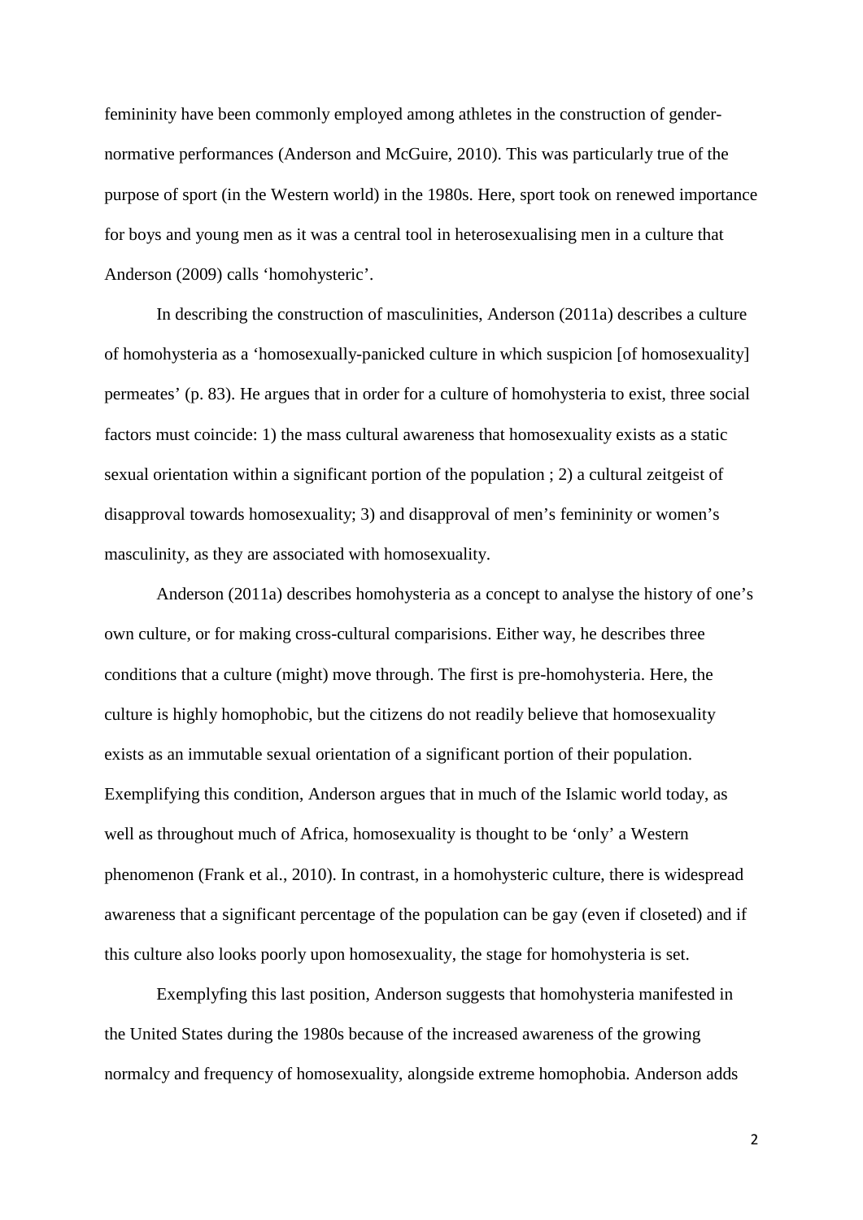femininity have been commonly employed among athletes in the construction of gender-normative performances (Anderson and McGuire, 2010). This was particularly true of the purpose of sport (in the Western world) in the 1980s. Here, sport took on renewed importance for boys and young men as it was a central tool in heterosexualising men in a culture that Anderson (2009) calls 'homohysteric'.

In describing the construction of masculinities, Anderson (2011a) describes a culture of homohysteria as a 'homosexually-panicked culture in which suspicion [of homosexuality] permeates' (p. 83). He argues that in order for a culture of homohysteria to exist, three social factors must coincide: 1) the mass cultural awareness that homosexuality exists as a static sexual orientation within a significant portion of the population ; 2) a cultural zeitgeist of disapproval towards homosexuality; 3) and disapproval of men's femininity or women's masculinity, as they are associated with homosexuality.

Anderson (2011a) describes homohysteria as a concept to analyse the history of one's own culture, or for making cross-cultural comparisions. Either way, he describes three conditions that a culture (might) move through. The first is pre-homohysteria. Here, the culture is highly homophobic, but the citizens do not readily believe that homosexuality exists as an immutable sexual orientation of a significant portion of their population. Exemplifying this condition, Anderson argues that in much of the Islamic world today, as well as throughout much of Africa, homosexuality is thought to be 'only' a Western phenomenon (Frank et al., 2010). In contrast, in a homohysteric culture, there is widespread awareness that a significant percentage of the population can be gay (even if closeted) and if this culture also looks poorly upon homosexuality, the stage for homohysteria is set.

Exemplyfing this last position, Anderson suggests that homohysteria manifested in the United States during the 1980s because of the increased awareness of the growing normalcy and frequency of homosexuality, alongside extreme homophobia. Anderson adds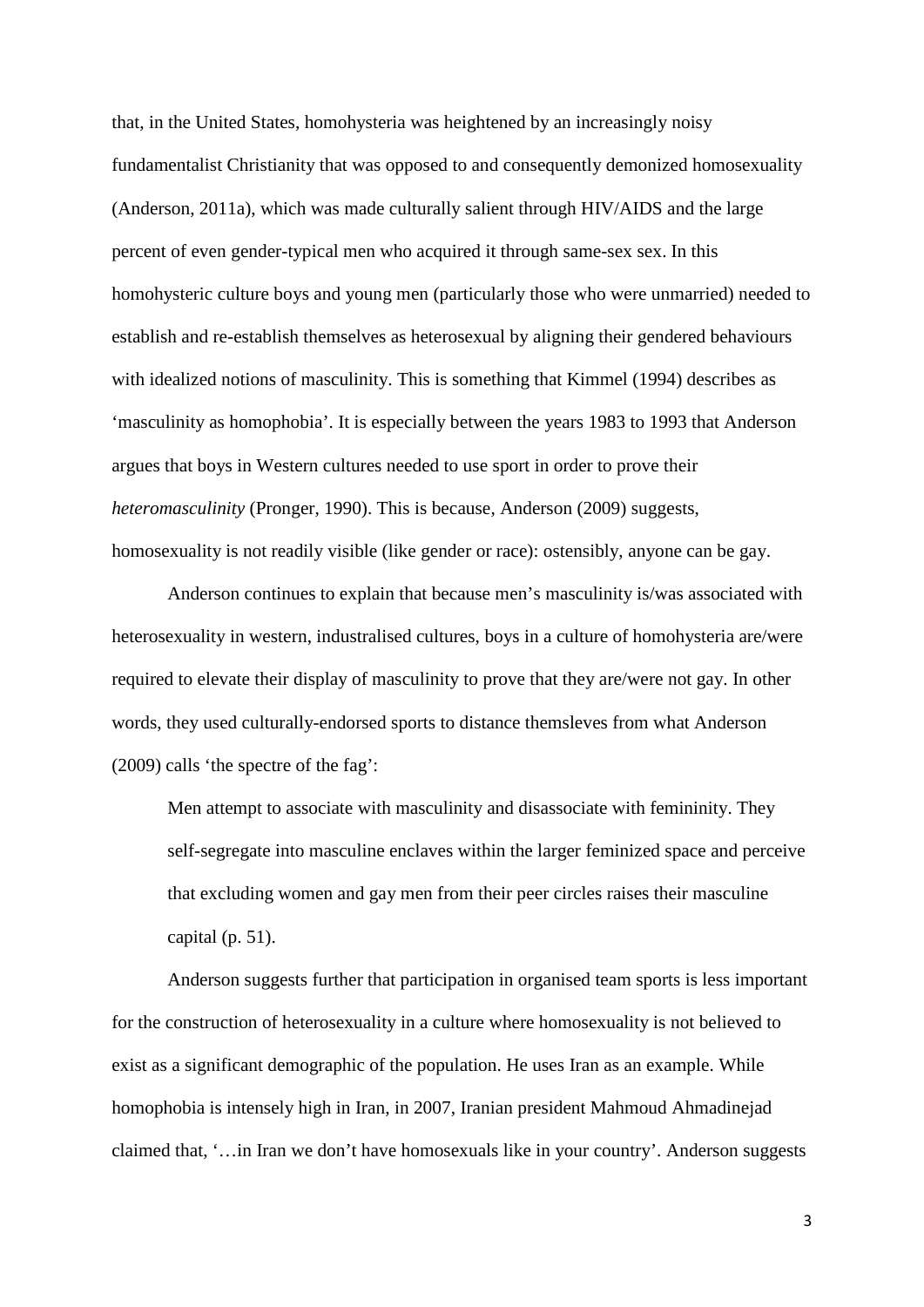that, in the United States, homohysteria was heightened by an increasingly noisy fundamentalist Christianity that was opposed to and consequently demonized homosexuality (Anderson, 2011a), which was made culturally salient through HIV/AIDS and the large percent of even gender-typical men who acquired it through same-sex sex. In this homohysteric culture boys and young men (particularly those who were unmarried) needed to establish and re-establish themselves as heterosexual by aligning their gendered behaviours with idealized notions of masculinity. This is something that Kimmel (1994) describes as 'masculinity as homophobia'. It is especially between the years 1983 to 1993 that Anderson argues that boys in Western cultures needed to use sport in order to prove their *heteromasculinity* (Pronger, 1990). This is because, Anderson (2009) suggests, homosexuality is not readily visible (like gender or race): ostensibly, anyone can be gay.

Anderson continues to explain that because men's masculinity is/was associated with heterosexuality in western, industralised cultures, boys in a culture of homohysteria are/were required to elevate their display of masculinity to prove that they are/were not gay. In other words, they used culturally-endorsed sports to distance themsleves from what Anderson (2009) calls 'the spectre of the fag':

> Men attempt to associate with masculinity and disassociate with femininity. They self-segregate into masculine enclaves within the larger feminized space and perceive that excluding women and gay men from their peer circles raises their masculine capital (p. 51).

Anderson suggests further that participation in organised team sports is less important for the construction of heterosexuality in a culture where homosexuality is not believed to exist as a significant demographic of the population. He uses Iran as an example. While homophobia is intensely high in Iran, in 2007, Iranian president Mahmoud Ahmadinejad claimed that, '…in Iran we don't have homosexuals like in your country'. Anderson suggests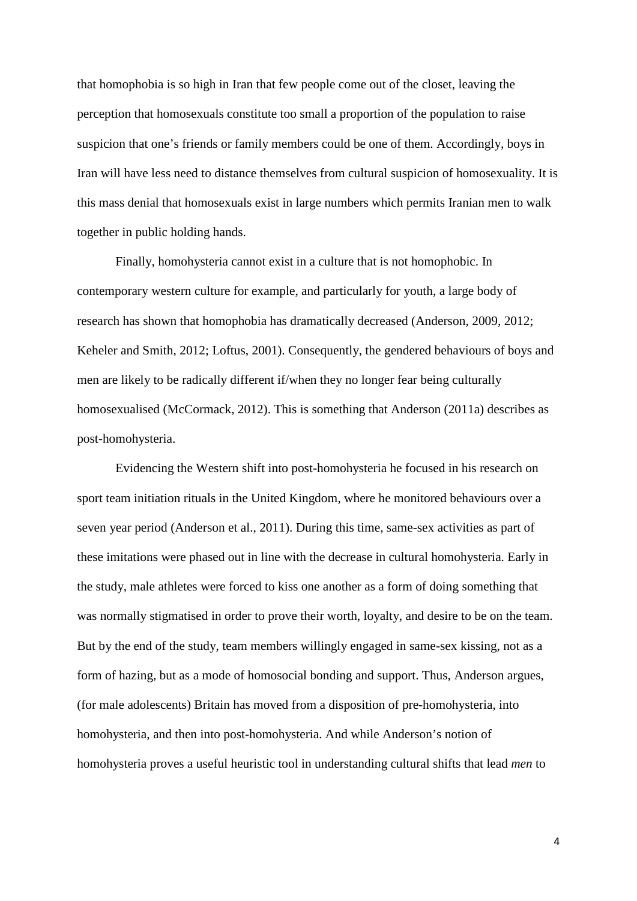that homophobia is so high in Iran that few people come out of the closet, leaving the perception that homosexuals constitute too small a proportion of the population to raise suspicion that one's friends or family members could be one of them. Accordingly, boys in Iran will have less need to distance themselves from cultural suspicion of homosexuality. It is this mass denial that homosexuals exist in large numbers which permits Iranian men to walk together in public holding hands.

Finally, homohysteria cannot exist in a culture that is not homophobic. In contemporary western culture for example, and particularly for youth, a large body of research has shown that homophobia has dramatically decreased (Anderson, 2009, 2012; Keheler and Smith, 2012; Loftus, 2001). Consequently, the gendered behaviours of boys and men are likely to be radically different if/when they no longer fear being culturally homosexualised (McCormack, 2012). This is something that Anderson (2011a) describes as post-homohysteria.

Evidencing the Western shift into post-homohysteria he focused in his research on sport team initiation rituals in the United Kingdom, where he monitored behaviours over a seven year period (Anderson et al., 2011). During this time, same-sex activities as part of these imitations were phased out in line with the decrease in cultural homohysteria. Early in the study, male athletes were forced to kiss one another as a form of doing something that was normally stigmatised in order to prove their worth, loyalty, and desire to be on the team. But by the end of the study, team members willingly engaged in same-sex kissing, not as a form of hazing, but as a mode of homosocial bonding and support. Thus, Anderson argues, (for male adolescents) Britain has moved from a disposition of pre-homohysteria, into homohysteria, and then into post-homohysteria. And while Anderson's notion of homohysteria proves a useful heuristic tool in understanding cultural shifts that lead *men* to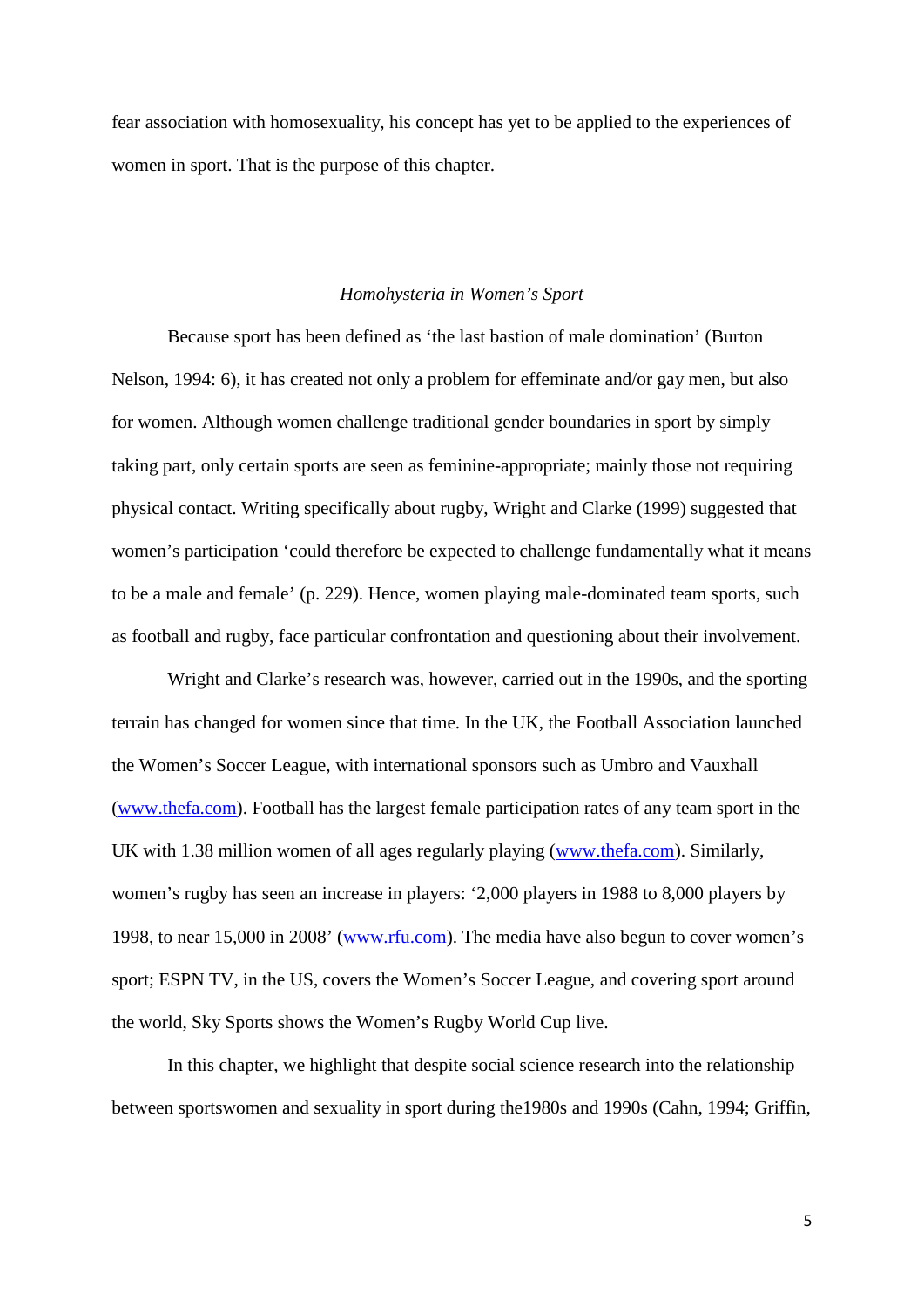fear association with homosexuality, his concept has yet to be applied to the experiences of women in sport. That is the purpose of this chapter.

### *Homohysteria in Women's Sport*

Because sport has been defined as 'the last bastion of male domination' (Burton Nelson, 1994: 6), it has created not only a problem for effeminate and/or gay men, but also for women. Although women challenge traditional gender boundaries in sport by simply taking part, only certain sports are seen as feminine-appropriate; mainly those not requiring physical contact. Writing specifically about rugby, Wright and Clarke (1999) suggested that women's participation 'could therefore be expected to challenge fundamentally what it means to be a male and female' (p. 229). Hence, women playing male-dominated team sports, such as football and rugby, face particular confrontation and questioning about their involvement.

Wright and Clarke's research was, however, carried out in the 1990s, and the sporting terrain has changed for women since that time. In the UK, the Football Association launched the Women's Soccer League, with international sponsors such as Umbro and Vauxhall (www.thefa.com). Football has the largest female participation rates of any team sport in the UK with 1.38 million women of all ages regularly playing (www.thefa.com). Similarly, women's rugby has seen an increase in players: '2,000 players in 1988 to 8,000 players by 1998, to near 15,000 in 2008' (www.rfu.com). The media have also begun to cover women's sport; ESPN TV, in the US, covers the Women's Soccer League, and covering sport around the world, Sky Sports shows the Women's Rugby World Cup live.

In this chapter, we highlight that despite social science research into the relationship between sportswomen and sexuality in sport during the1980s and 1990s (Cahn, 1994; Griffin,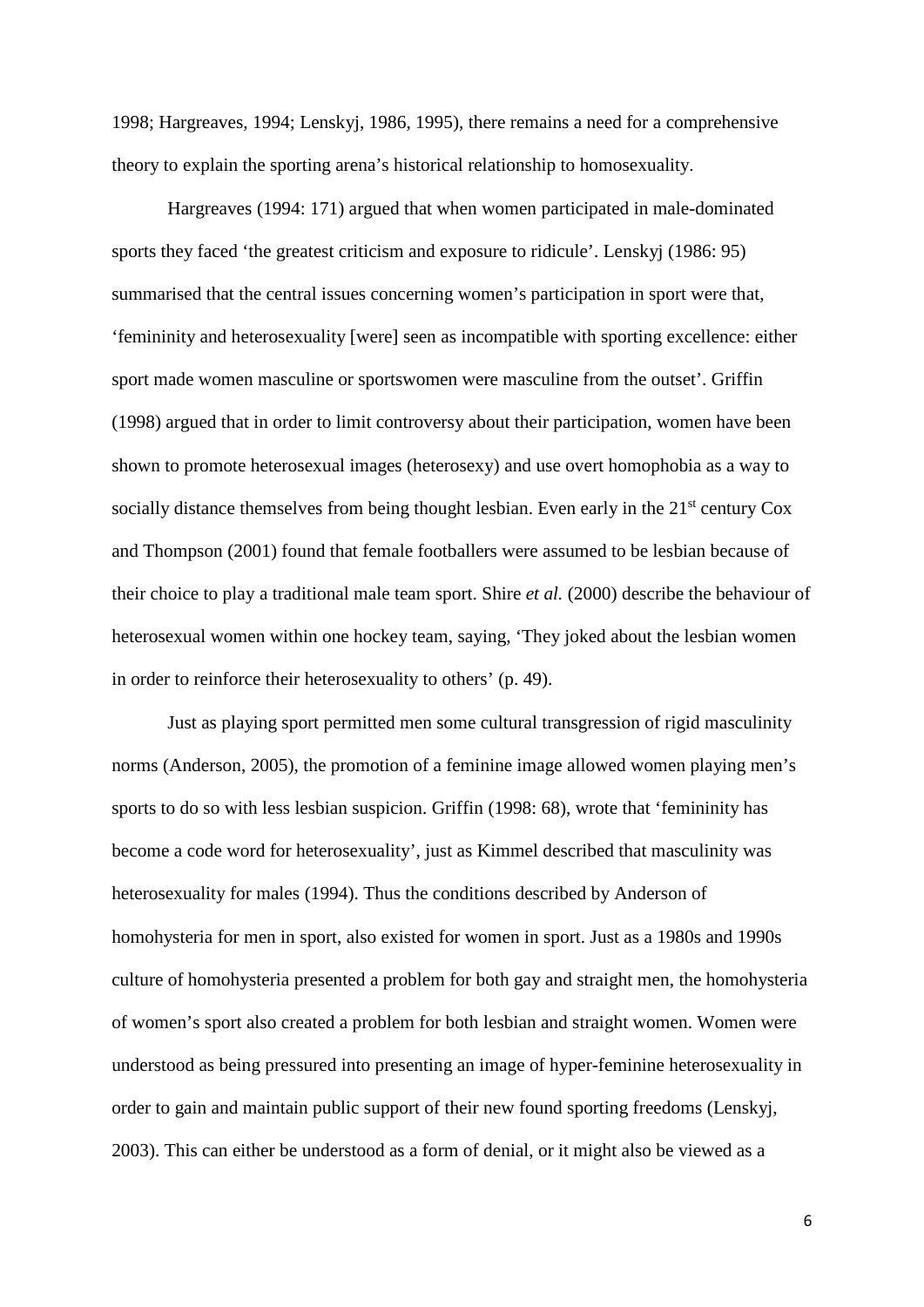1998; Hargreaves, 1994; Lenskyj, 1986, 1995), there remains a need for a comprehensive theory to explain the sporting arena's historical relationship to homosexuality.

Hargreaves (1994: 171) argued that when women participated in male-dominated sports they faced 'the greatest criticism and exposure to ridicule'. Lenskyj (1986: 95) summarised that the central issues concerning women's participation in sport were that, 'femininity and heterosexuality [were] seen as incompatible with sporting excellence: either sport made women masculine or sportswomen were masculine from the outset'. Griffin (1998) argued that in order to limit controversy about their participation, women have been shown to promote heterosexual images (heterosexy) and use overt homophobia as a way to socially distance themselves from being thought lesbian. Even early in the 21st century Cox and Thompson (2001) found that female footballers were assumed to be lesbian because of their choice to play a traditional male team sport. Shire *et al.* (2000) describe the behaviour of heterosexual women within one hockey team, saying, 'They joked about the lesbian women in order to reinforce their heterosexuality to others' (p. 49).

Just as playing sport permitted men some cultural transgression of rigid masculinity norms (Anderson, 2005), the promotion of a feminine image allowed women playing men's sports to do so with less lesbian suspicion. Griffin (1998: 68), wrote that 'femininity has become a code word for heterosexuality', just as Kimmel described that masculinity was heterosexuality for males (1994). Thus the conditions described by Anderson of homohysteria for men in sport, also existed for women in sport. Just as a 1980s and 1990s culture of homohysteria presented a problem for both gay and straight men, the homohysteria of women's sport also created a problem for both lesbian and straight women. Women were understood as being pressured into presenting an image of hyper-feminine heterosexuality in order to gain and maintain public support of their new found sporting freedoms (Lenskyj, 2003). This can either be understood as a form of denial, or it might also be viewed as a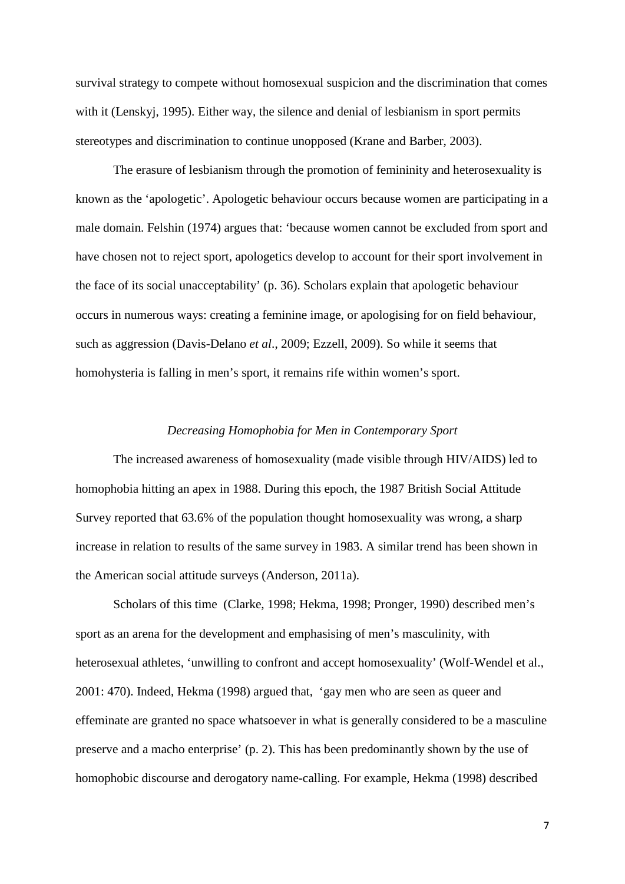survival strategy to compete without homosexual suspicion and the discrimination that comes with it (Lenskyj, 1995). Either way, the silence and denial of lesbianism in sport permits stereotypes and discrimination to continue unopposed (Krane and Barber, 2003).

The erasure of lesbianism through the promotion of femininity and heterosexuality is known as the 'apologetic'. Apologetic behaviour occurs because women are participating in a male domain. Felshin (1974) argues that: 'because women cannot be excluded from sport and have chosen not to reject sport, apologetics develop to account for their sport involvement in the face of its social unacceptability' (p. 36). Scholars explain that apologetic behaviour occurs in numerous ways: creating a feminine image, or apologising for on field behaviour, such as aggression (Davis-Delano *et al*., 2009; Ezzell, 2009). So while it seems that homohysteria is falling in men's sport, it remains rife within women's sport.

### *Decreasing Homophobia for Men in Contemporary Sport*

The increased awareness of homosexuality (made visible through HIV/AIDS) led to homophobia hitting an apex in 1988. During this epoch, the 1987 British Social Attitude Survey reported that 63.6% of the population thought homosexuality was wrong, a sharp increase in relation to results of the same survey in 1983. A similar trend has been shown in the American social attitude surveys (Anderson, 2011a).

Scholars of this time (Clarke, 1998; Hekma, 1998; Pronger, 1990) described men's sport as an arena for the development and emphasising of men's masculinity, with heterosexual athletes, 'unwilling to confront and accept homosexuality' (Wolf-Wendel et al., 2001: 470). Indeed, Hekma (1998) argued that, 'gay men who are seen as queer and effeminate are granted no space whatsoever in what is generally considered to be a masculine preserve and a macho enterprise' (p. 2). This has been predominantly shown by the use of homophobic discourse and derogatory name-calling. For example, Hekma (1998) described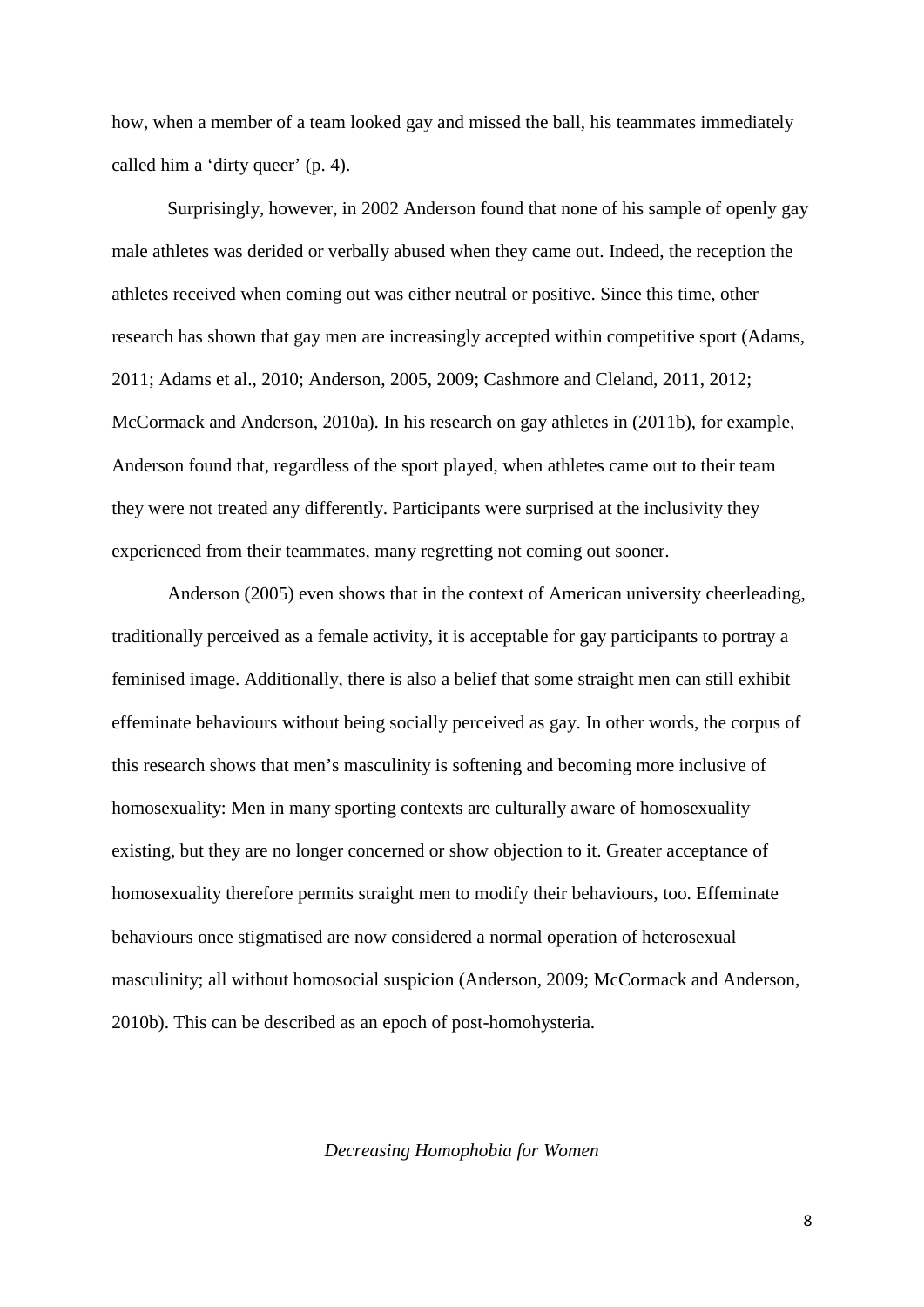how, when a member of a team looked gay and missed the ball, his teammates immediately called him a 'dirty queer' (p. 4).

Surprisingly, however, in 2002 Anderson found that none of his sample of openly gay male athletes was derided or verbally abused when they came out. Indeed, the reception the athletes received when coming out was either neutral or positive. Since this time, other research has shown that gay men are increasingly accepted within competitive sport (Adams, 2011; Adams et al., 2010; Anderson, 2005, 2009; Cashmore and Cleland, 2011, 2012; McCormack and Anderson, 2010a). In his research on gay athletes in (2011b), for example, Anderson found that, regardless of the sport played, when athletes came out to their team they were not treated any differently. Participants were surprised at the inclusivity they experienced from their teammates, many regretting not coming out sooner.

Anderson (2005) even shows that in the context of American university cheerleading, traditionally perceived as a female activity, it is acceptable for gay participants to portray a feminised image. Additionally, there is also a belief that some straight men can still exhibit effeminate behaviours without being socially perceived as gay. In other words, the corpus of this research shows that men's masculinity is softening and becoming more inclusive of homosexuality: Men in many sporting contexts are culturally aware of homosexuality existing, but they are no longer concerned or show objection to it. Greater acceptance of homosexuality therefore permits straight men to modify their behaviours, too. Effeminate behaviours once stigmatised are now considered a normal operation of heterosexual masculinity; all without homosocial suspicion (Anderson, 2009; McCormack and Anderson, 2010b). This can be described as an epoch of post-homohysteria.

### *Decreasing Homophobia for Women*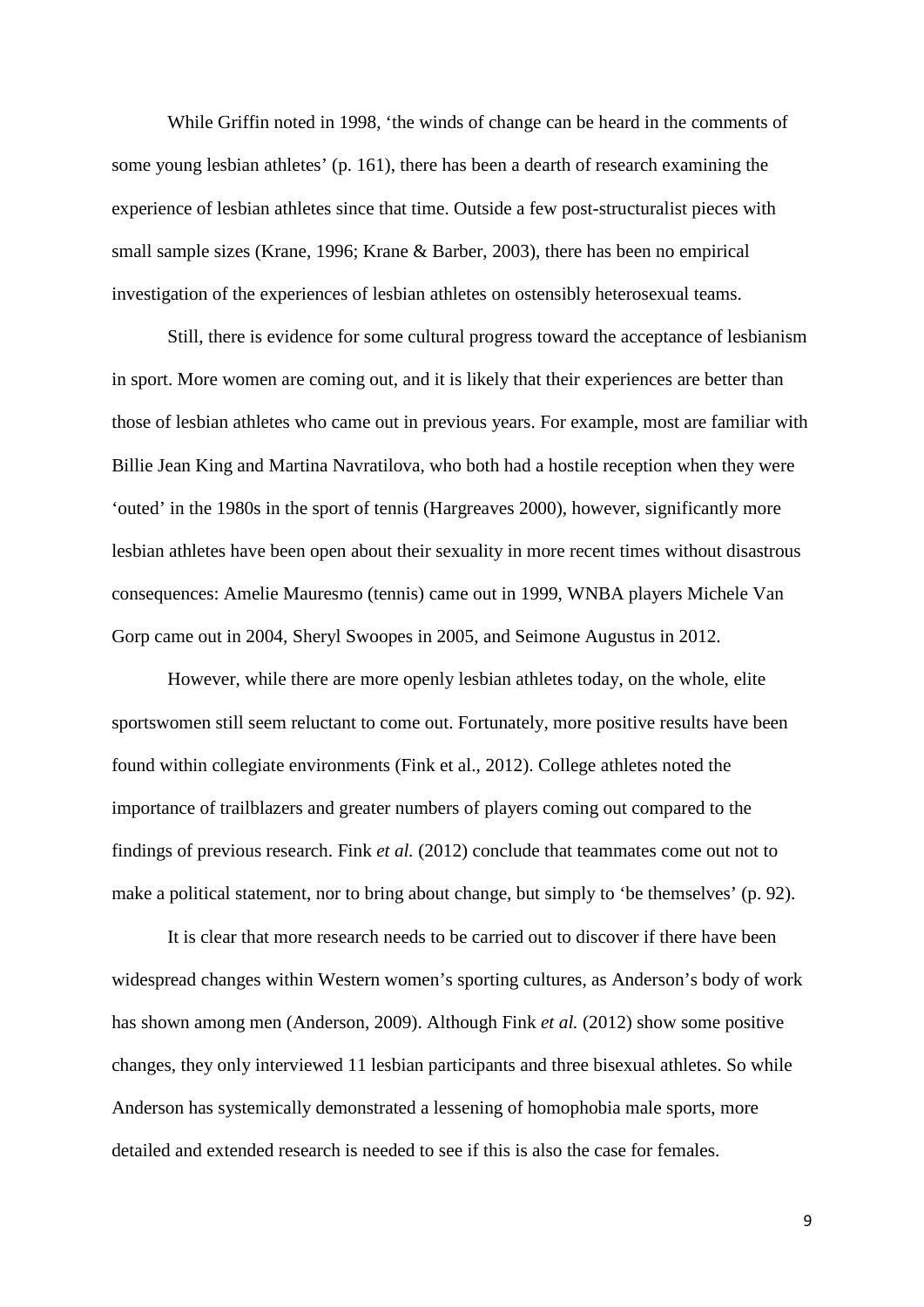While Griffin noted in 1998, 'the winds of change can be heard in the comments of some young lesbian athletes' (p. 161), there has been a dearth of research examining the experience of lesbian athletes since that time. Outside a few post-structuralist pieces with small sample sizes (Krane, 1996; Krane & Barber, 2003), there has been no empirical investigation of the experiences of lesbian athletes on ostensibly heterosexual teams.

Still, there is evidence for some cultural progress toward the acceptance of lesbianism in sport. More women are coming out, and it is likely that their experiences are better than those of lesbian athletes who came out in previous years. For example, most are familiar with Billie Jean King and Martina Navratilova, who both had a hostile reception when they were 'outed' in the 1980s in the sport of tennis (Hargreaves 2000), however, significantly more lesbian athletes have been open about their sexuality in more recent times without disastrous consequences: Amelie Mauresmo (tennis) came out in 1999, WNBA players Michele Van Gorp came out in 2004, Sheryl Swoopes in 2005, and Seimone Augustus in 2012.

However, while there are more openly lesbian athletes today, on the whole, elite sportswomen still seem reluctant to come out. Fortunately, more positive results have been found within collegiate environments (Fink et al., 2012). College athletes noted the importance of trailblazers and greater numbers of players coming out compared to the findings of previous research. Fink *et al.* (2012) conclude that teammates come out not to make a political statement, nor to bring about change, but simply to 'be themselves' (p. 92).

It is clear that more research needs to be carried out to discover if there have been widespread changes within Western women's sporting cultures, as Anderson's body of work has shown among men (Anderson, 2009). Although Fink *et al.* (2012) show some positive changes, they only interviewed 11 lesbian participants and three bisexual athletes. So while Anderson has systemically demonstrated a lessening of homophobia male sports, more detailed and extended research is needed to see if this is also the case for females.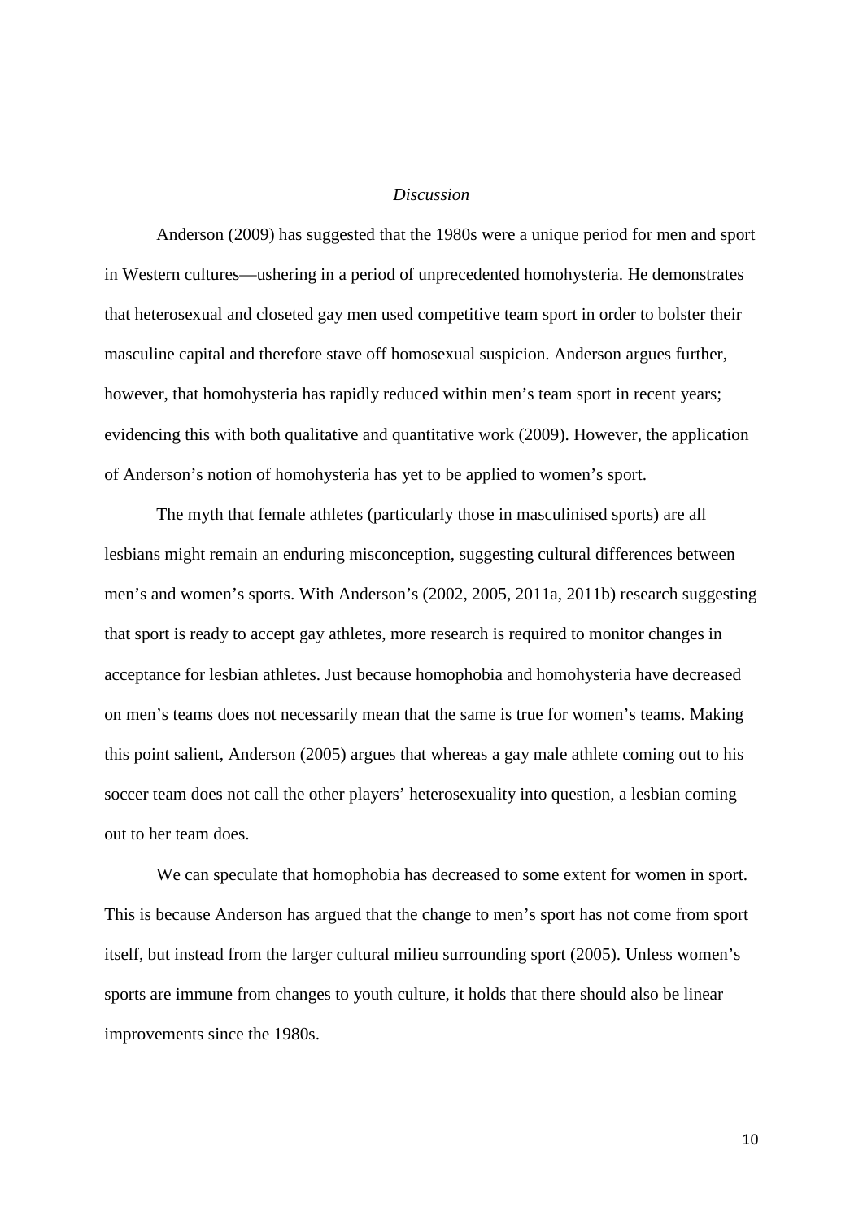*Discussion*

Anderson (2009) has suggested that the 1980s were a unique period for men and sport in Western cultures—ushering in a period of unprecedented homohysteria. He demonstrates that heterosexual and closeted gay men used competitive team sport in order to bolster their masculine capital and therefore stave off homosexual suspicion. Anderson argues further, however, that homohysteria has rapidly reduced within men's team sport in recent years; evidencing this with both qualitative and quantitative work (2009). However, the application of Anderson's notion of homohysteria has yet to be applied to women's sport.

The myth that female athletes (particularly those in masculinised sports) are all lesbians might remain an enduring misconception, suggesting cultural differences between men's and women's sports. With Anderson's (2002, 2005, 2011a, 2011b) research suggesting that sport is ready to accept gay athletes, more research is required to monitor changes in acceptance for lesbian athletes. Just because homophobia and homohysteria have decreased on men's teams does not necessarily mean that the same is true for women's teams. Making this point salient, Anderson (2005) argues that whereas a gay male athlete coming out to his soccer team does not call the other players' heterosexuality into question, a lesbian coming out to her team does.

We can speculate that homophobia has decreased to some extent for women in sport. This is because Anderson has argued that the change to men's sport has not come from sport itself, but instead from the larger cultural milieu surrounding sport (2005). Unless women's sports are immune from changes to youth culture, it holds that there should also be linear improvements since the 1980s.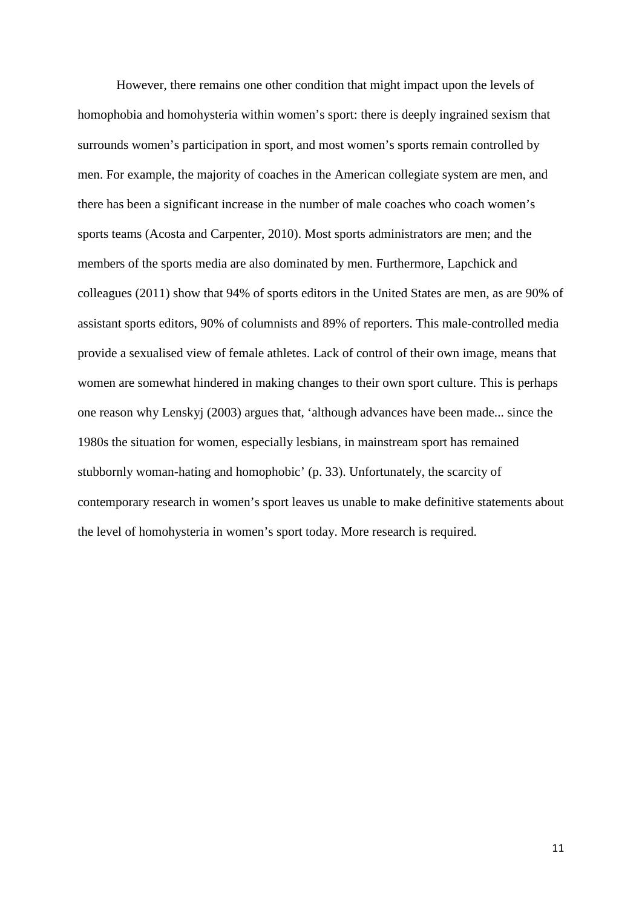However, there remains one other condition that might impact upon the levels of homophobia and homohysteria within women's sport: there is deeply ingrained sexism that surrounds women's participation in sport, and most women's sports remain controlled by men. For example, the majority of coaches in the American collegiate system are men, and there has been a significant increase in the number of male coaches who coach women's sports teams (Acosta and Carpenter, 2010). Most sports administrators are men; and the members of the sports media are also dominated by men. Furthermore, Lapchick and colleagues (2011) show that 94% of sports editors in the United States are men, as are 90% of assistant sports editors, 90% of columnists and 89% of reporters. This male-controlled media provide a sexualised view of female athletes. Lack of control of their own image, means that women are somewhat hindered in making changes to their own sport culture. This is perhaps one reason why Lenskyj (2003) argues that, 'although advances have been made... since the 1980s the situation for women, especially lesbians, in mainstream sport has remained stubbornly woman-hating and homophobic' (p. 33). Unfortunately, the scarcity of contemporary research in women's sport leaves us unable to make definitive statements about the level of homohysteria in women's sport today. More research is required.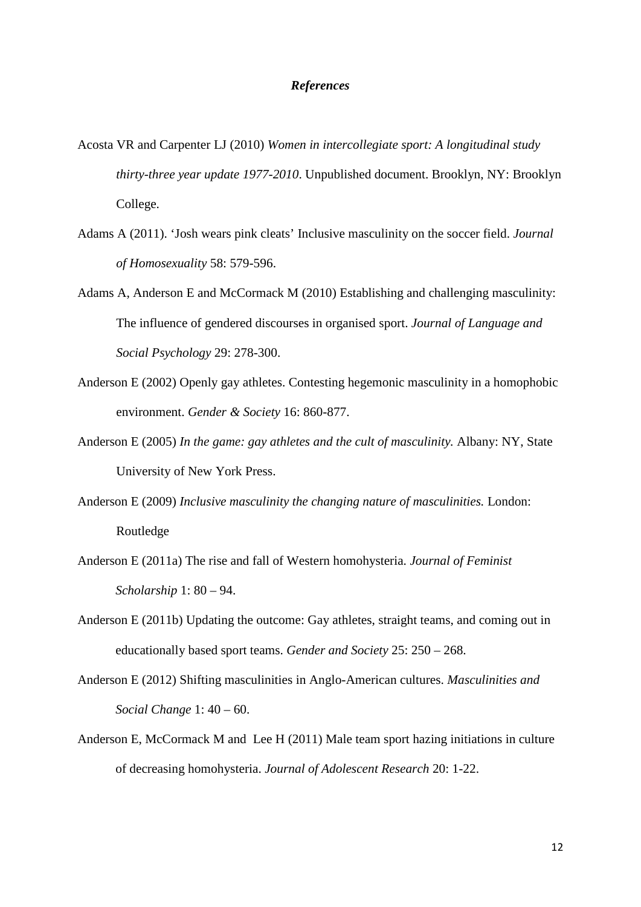### *References*

Acosta VR and Carpenter LJ (2010) *Women in intercollegiate sport: A longitudinal study thirty-three year update 1977-2010*. Unpublished document. Brooklyn, NY: Brooklyn College.

Adams A (2011). 'Josh wears pink cleats' Inclusive masculinity on the soccer field. *Journal of Homosexuality* 58: 579-596.

Adams A, Anderson E and McCormack M (2010) Establishing and challenging masculinity: The influence of gendered discourses in organised sport. *Journal of Language and Social Psychology* 29: 278-300.

Anderson E (2002) Openly gay athletes. Contesting hegemonic masculinity in a homophobic environment. *Gender & Society* 16: 860-877.

Anderson E (2005) *In the game: gay athletes and the cult of masculinity.* Albany: NY, State University of New York Press.

Anderson E (2009) *Inclusive masculinity the changing nature of masculinities.* London: Routledge

Anderson E (2011a) The rise and fall of Western homohysteria. *Journal of Feminist Scholarship* 1: 80 – 94.

Anderson E (2011b) Updating the outcome: Gay athletes, straight teams, and coming out in educationally based sport teams. *Gender and Society* 25: 250 – 268.

Anderson E (2012) Shifting masculinities in Anglo-American cultures. *Masculinities and Social Change* 1: 40 – 60.

Anderson E, McCormack M and Lee H (2011) Male team sport hazing initiations in culture of decreasing homohysteria. *Journal of Adolescent Research* 20: 1-22.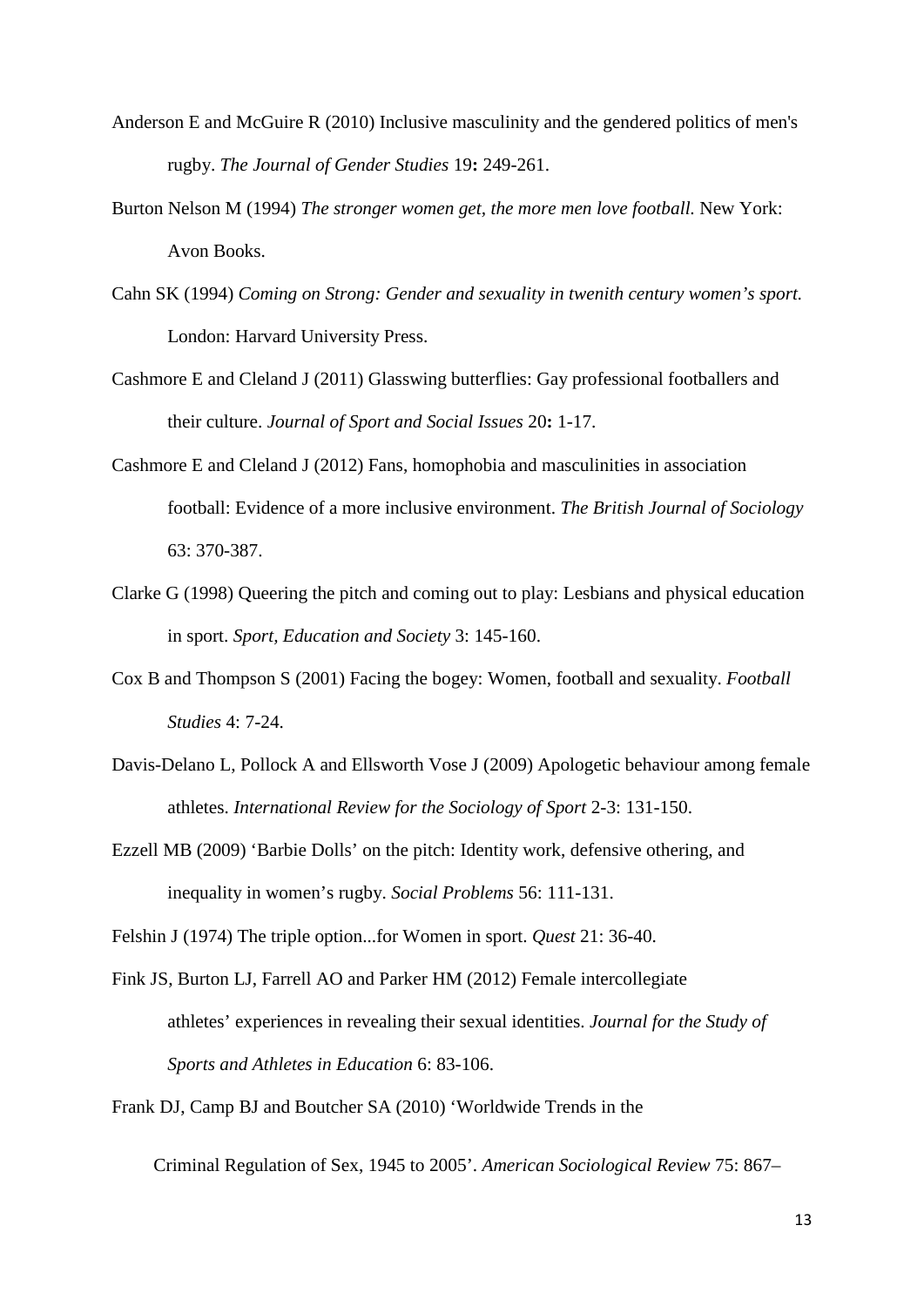Anderson E and McGuire R (2010) Inclusive masculinity and the gendered politics of men's rugby. *The Journal of Gender Studies* 19**:** 249-261.

Burton Nelson M (1994) *The stronger women get, the more men love football.* New York: Avon Books.

Cahn SK (1994) *Coming on Strong: Gender and sexuality in twenith century women's sport.* London: Harvard University Press.

Cashmore E and Cleland J (2011) Glasswing butterflies: Gay professional footballers and their culture. *Journal of Sport and Social Issues* 20**:** 1-17.

Cashmore E and Cleland J (2012) Fans, homophobia and masculinities in association football: Evidence of a more inclusive environment. *The British Journal of Sociology* 63: 370-387.

Clarke G (1998) Queering the pitch and coming out to play: Lesbians and physical education in sport. *Sport, Education and Society* 3: 145-160.

Cox B and Thompson S (2001) Facing the bogey: Women, football and sexuality. *Football Studies* 4: 7-24.

Davis-Delano L, Pollock A and Ellsworth Vose J (2009) Apologetic behaviour among female athletes. *International Review for the Sociology of Sport* 2-3: 131-150.

Ezzell MB (2009) 'Barbie Dolls' on the pitch: Identity work, defensive othering, and inequality in women's rugby. *Social Problems* 56: 111-131.

Felshin J (1974) The triple option...for Women in sport. *Quest* 21: 36-40.

Fink JS, Burton LJ, Farrell AO and Parker HM (2012) Female intercollegiate athletes' experiences in revealing their sexual identities. *Journal for the Study of Sports and Athletes in Education* 6: 83-106.

Frank DJ, Camp BJ and Boutcher SA (2010) 'Worldwide Trends in the Criminal Regulation of Sex, 1945 to 2005'. *American Sociological Review* 75: 867–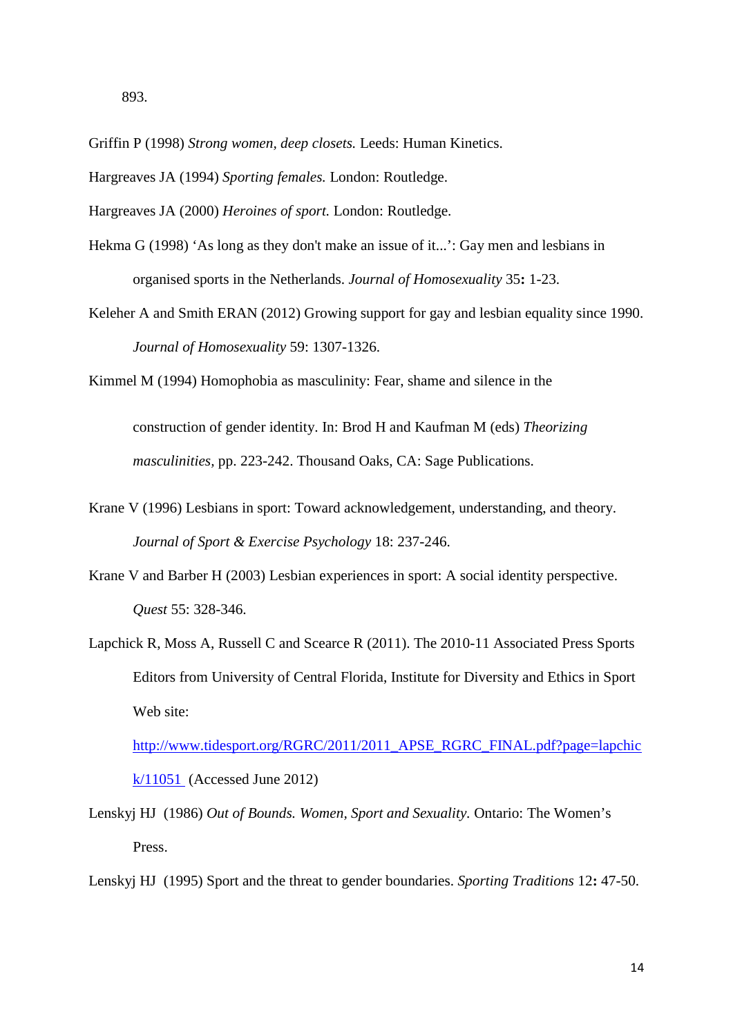893.

Griffin P (1998) *Strong women, deep closets.* Leeds: Human Kinetics.

Hargreaves JA (1994) *Sporting females.* London: Routledge.

Hargreaves JA (2000) *Heroines of sport.* London: Routledge.

Hekma G (1998) 'As long as they don't make an issue of it...': Gay men and lesbians in organised sports in the Netherlands. *Journal of Homosexuality* 35**:** 1-23.

Keleher A and Smith ERAN (2012) Growing support for gay and lesbian equality since 1990. *Journal of Homosexuality* 59: 1307-1326.

Kimmel M (1994) Homophobia as masculinity: Fear, shame and silence in the construction of gender identity. In: Brod H and Kaufman M (eds) *Theorizing masculinities*, pp. 223-242. Thousand Oaks, CA: Sage Publications.

Krane V (1996) Lesbians in sport: Toward acknowledgement, understanding, and theory. *Journal of Sport & Exercise Psychology* 18: 237-246.

Krane V and Barber H (2003) Lesbian experiences in sport: A social identity perspective. *Quest* 55: 328-346.

Lapchick R, Moss A, Russell C and Scearce R (2011). The 2010-11 Associated Press Sports Editors from University of Central Florida, Institute for Diversity and Ethics in Sport Web site: http://www.tidesport.org/RGRC/2011/2011_APSE_RGRC_FINAL.pdf?page=lapchick/11051 (Accessed June 2012)

Lenskyj HJ (1986) *Out of Bounds. Women, Sport and Sexuality*. Ontario: The Women's Press.

Lenskyj HJ (1995) Sport and the threat to gender boundaries. *Sporting Traditions* 12**:** 47-50.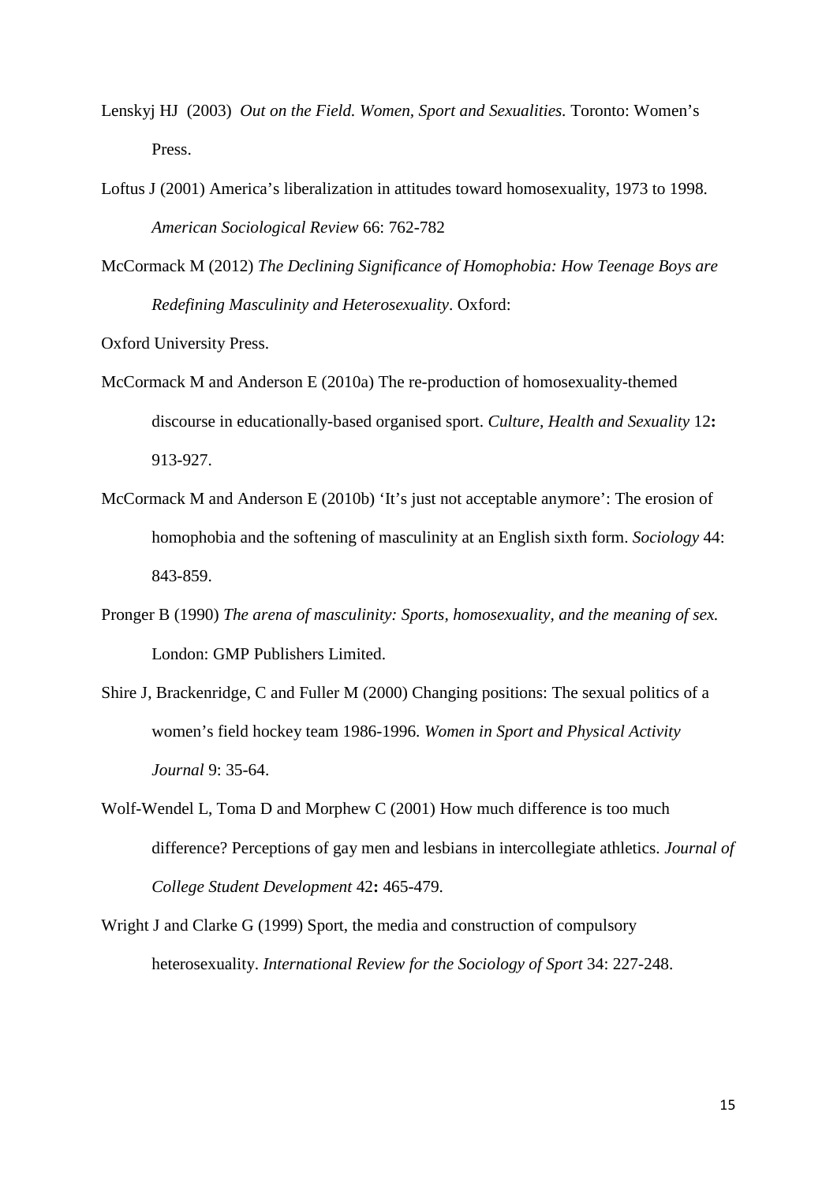Lenskyj HJ (2003) *Out on the Field. Women, Sport and Sexualities.* Toronto: Women's Press.

Loftus J (2001) America's liberalization in attitudes toward homosexuality, 1973 to 1998. *American Sociological Review* 66: 762-782

McCormack M (2012) *The Declining Significance of Homophobia: How Teenage Boys are Redefining Masculinity and Heterosexuality*. Oxford:

Oxford University Press.

McCormack M and Anderson E (2010a) The re-production of homosexuality-themed discourse in educationally-based organised sport. *Culture, Health and Sexuality* 12**:** 913-927.

McCormack M and Anderson E (2010b) 'It's just not acceptable anymore': The erosion of homophobia and the softening of masculinity at an English sixth form. *Sociology* 44: 843-859.

Pronger B (1990) *The arena of masculinity: Sports, homosexuality, and the meaning of sex.* London: GMP Publishers Limited.

Shire J, Brackenridge, C and Fuller M (2000) Changing positions: The sexual politics of a women's field hockey team 1986-1996. *Women in Sport and Physical Activity Journal* 9: 35-64.

Wolf-Wendel L, Toma D and Morphew C (2001) How much difference is too much difference? Perceptions of gay men and lesbians in intercollegiate athletics. *Journal of College Student Development* 42**:** 465-479.

Wright J and Clarke G (1999) Sport, the media and construction of compulsory heterosexuality. *International Review for the Sociology of Sport* 34: 227-248.